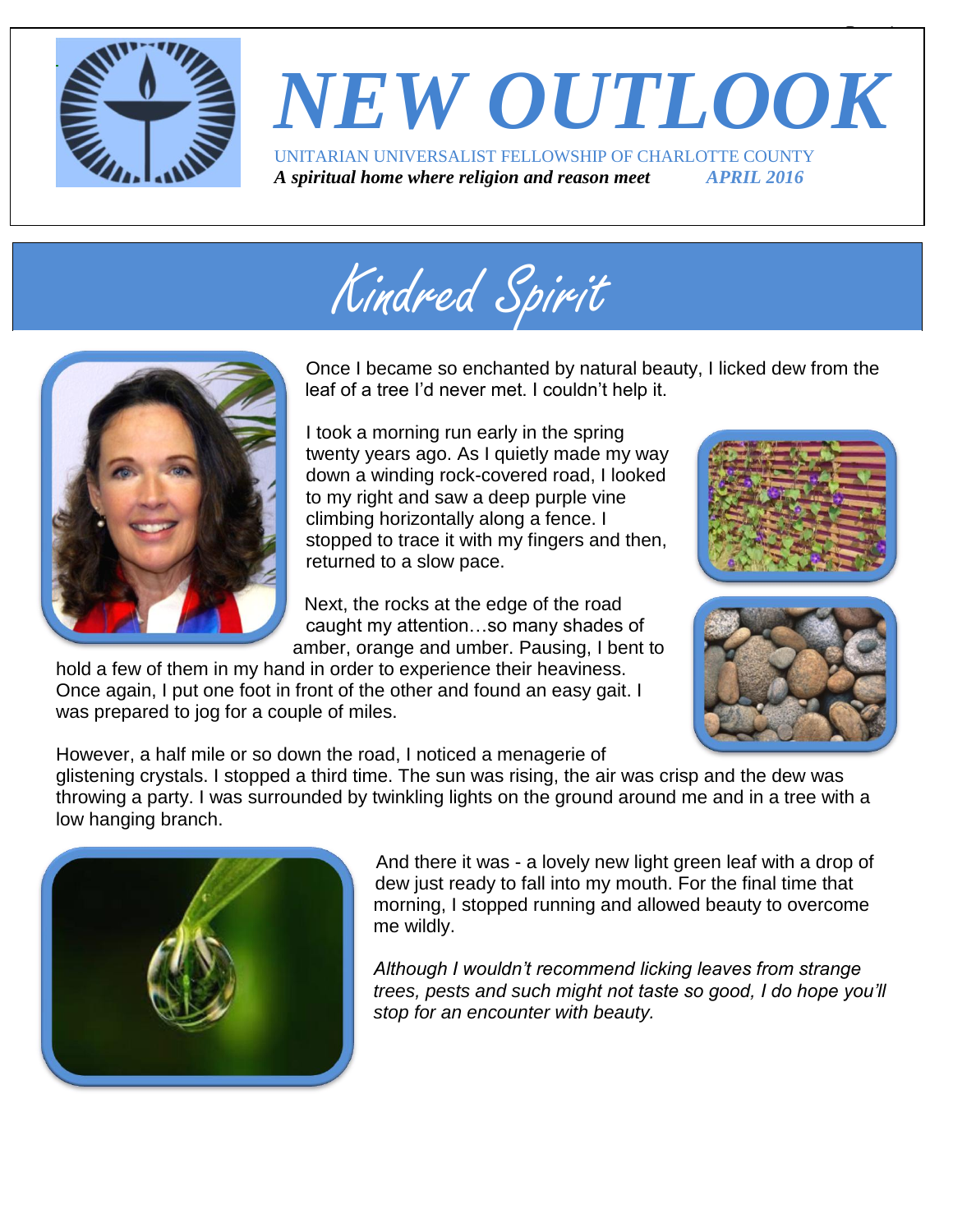# NEW OUTLOOK

UNITARIAN UNIVERSALIST FELLOWSHIP OF CHARLOTTE COUNTY

***A spiritual home where religion and reason meet*** ***APRIL 2016***

## Kindred Spirit

Once I became so enchanted by natural beauty, I licked dew from the leaf of a tree I'd never met. I couldn't help it.

I took a morning run early in the spring twenty years ago. As I quietly made my way down a winding rock-covered road, I looked to my right and saw a deep purple vine climbing horizontally along a fence. I stopped to trace it with my fingers and then, returned to a slow pace.

Next, the rocks at the edge of the road caught my attention…so many shades of amber, orange and umber. Pausing, I bent to hold a few of them in my hand in order to experience their heaviness. Once again, I put one foot in front of the other and found an easy gait. I was prepared to jog for a couple of miles.

However, a half mile or so down the road, I noticed a menagerie of glistening crystals. I stopped a third time. The sun was rising, the air was crisp and the dew was throwing a party. I was surrounded by twinkling lights on the ground around me and in a tree with a low hanging branch.

And there it was - a lovely new light green leaf with a drop of dew just ready to fall into my mouth. For the final time that morning, I stopped running and allowed beauty to overcome me wildly.

*Although I wouldn't recommend licking leaves from strange trees, pests and such might not taste so good, I do hope you'll stop for an encounter with beauty.*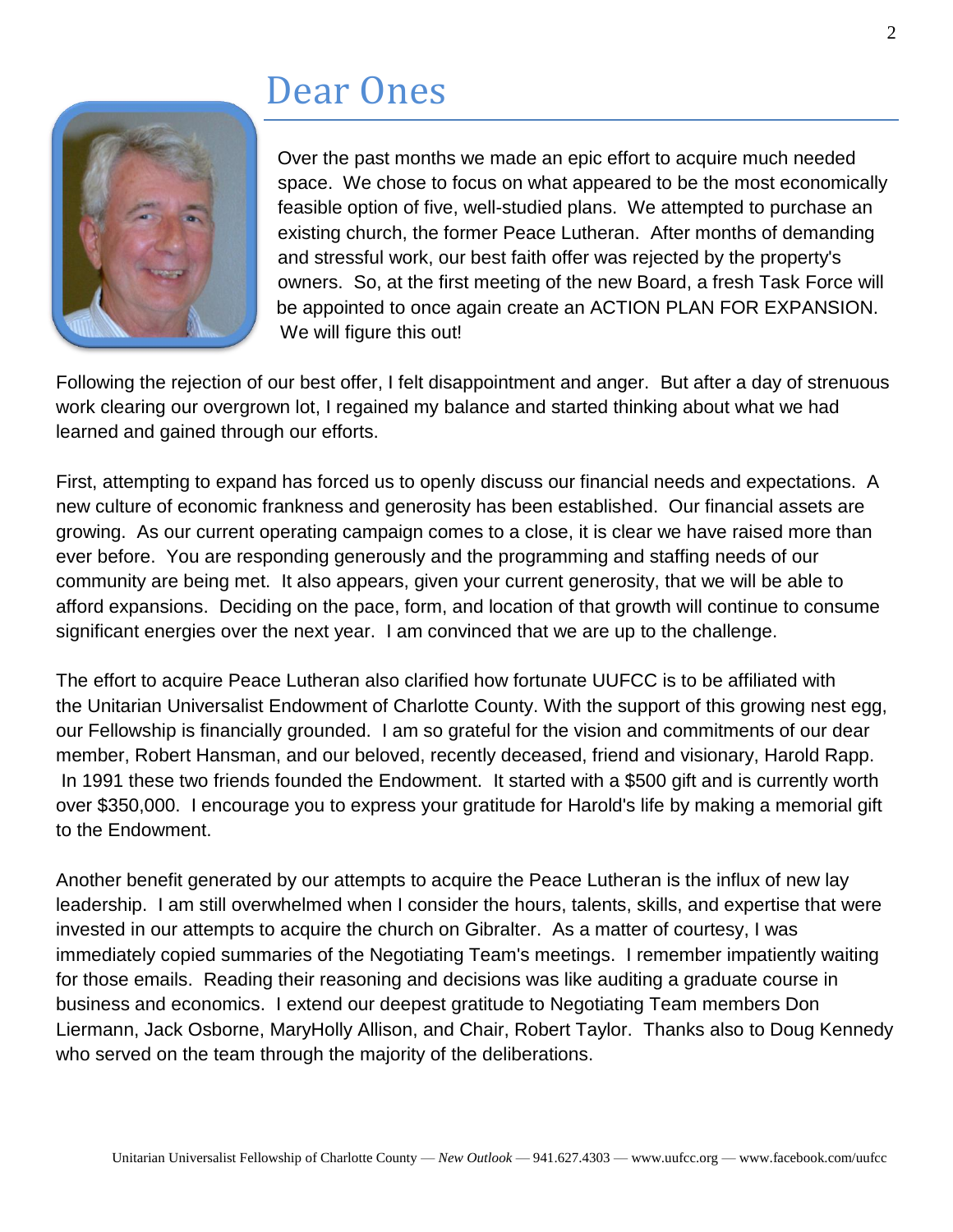# Dear Ones

Over the past months we made an epic effort to acquire much needed space. We chose to focus on what appeared to be the most economically feasible option of five, well-studied plans. We attempted to purchase an existing church, the former Peace Lutheran. After months of demanding and stressful work, our best faith offer was rejected by the property's owners. So, at the first meeting of the new Board, a fresh Task Force will be appointed to once again create an ACTION PLAN FOR EXPANSION. We will figure this out!

Following the rejection of our best offer, I felt disappointment and anger. But after a day of strenuous work clearing our overgrown lot, I regained my balance and started thinking about what we had learned and gained through our efforts.

First, attempting to expand has forced us to openly discuss our financial needs and expectations. A new culture of economic frankness and generosity has been established. Our financial assets are growing. As our current operating campaign comes to a close, it is clear we have raised more than ever before. You are responding generously and the programming and staffing needs of our community are being met. It also appears, given your current generosity, that we will be able to afford expansions. Deciding on the pace, form, and location of that growth will continue to consume significant energies over the next year. I am convinced that we are up to the challenge.

The effort to acquire Peace Lutheran also clarified how fortunate UUFCC is to be affiliated with the Unitarian Universalist Endowment of Charlotte County. With the support of this growing nest egg, our Fellowship is financially grounded. I am so grateful for the vision and commitments of our dear member, Robert Hansman, and our beloved, recently deceased, friend and visionary, Harold Rapp. In 1991 these two friends founded the Endowment. It started with a $500 gift and is currently worth over $350,000. I encourage you to express your gratitude for Harold's life by making a memorial gift to the Endowment.

Another benefit generated by our attempts to acquire the Peace Lutheran is the influx of new lay leadership. I am still overwhelmed when I consider the hours, talents, skills, and expertise that were invested in our attempts to acquire the church on Gibralter. As a matter of courtesy, I was immediately copied summaries of the Negotiating Team's meetings. I remember impatiently waiting for those emails. Reading their reasoning and decisions was like auditing a graduate course in business and economics. I extend our deepest gratitude to Negotiating Team members Don Liermann, Jack Osborne, MaryHolly Allison, and Chair, Robert Taylor. Thanks also to Doug Kennedy who served on the team through the majority of the deliberations.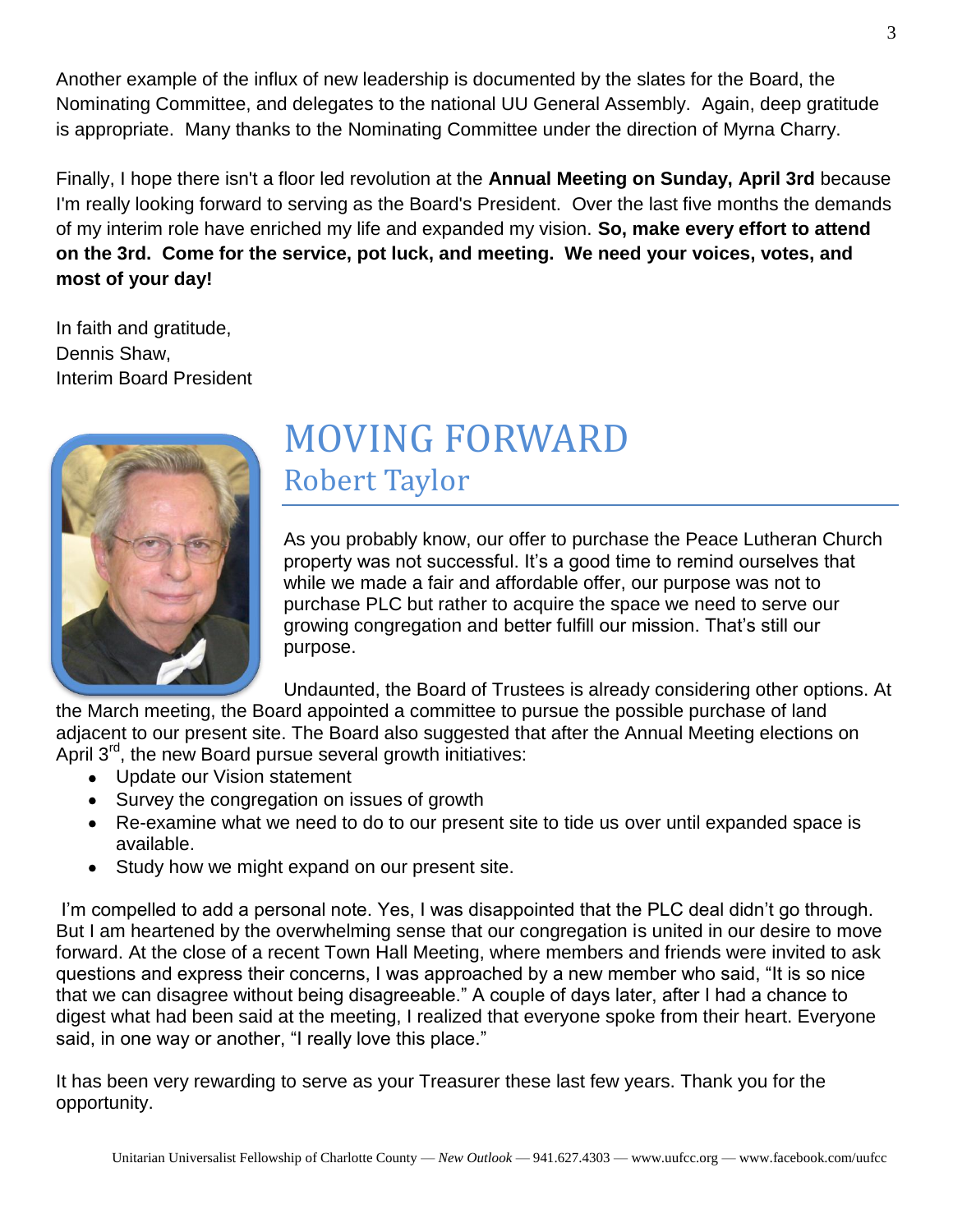Another example of the influx of new leadership is documented by the slates for the Board, the Nominating Committee, and delegates to the national UU General Assembly. Again, deep gratitude is appropriate. Many thanks to the Nominating Committee under the direction of Myrna Charry.

Finally, I hope there isn't a floor led revolution at the **Annual Meeting on Sunday, April 3rd** because I'm really looking forward to serving as the Board's President. Over the last five months the demands of my interim role have enriched my life and expanded my vision. **So, make every effort to attend on the 3rd. Come for the service, pot luck, and meeting. We need your voices, votes, and most of your day!**

In faith and gratitude,
Dennis Shaw,
Interim Board President

# MOVING FORWARD

## Robert Taylor

As you probably know, our offer to purchase the Peace Lutheran Church property was not successful. It's a good time to remind ourselves that while we made a fair and affordable offer, our purpose was not to purchase PLC but rather to acquire the space we need to serve our growing congregation and better fulfill our mission. That's still our purpose.

Undaunted, the Board of Trustees is already considering other options. At the March meeting, the Board appointed a committee to pursue the possible purchase of land adjacent to our present site. The Board also suggested that after the Annual Meeting elections on April 3rd, the new Board pursue several growth initiatives:

- Update our Vision statement
- Survey the congregation on issues of growth
- Re-examine what we need to do to our present site to tide us over until expanded space is available.
- Study how we might expand on our present site.

I'm compelled to add a personal note. Yes, I was disappointed that the PLC deal didn't go through. But I am heartened by the overwhelming sense that our congregation is united in our desire to move forward. At the close of a recent Town Hall Meeting, where members and friends were invited to ask questions and express their concerns, I was approached by a new member who said, "It is so nice that we can disagree without being disagreeable." A couple of days later, after I had a chance to digest what had been said at the meeting, I realized that everyone spoke from their heart. Everyone said, in one way or another, "I really love this place."

It has been very rewarding to serve as your Treasurer these last few years. Thank you for the opportunity.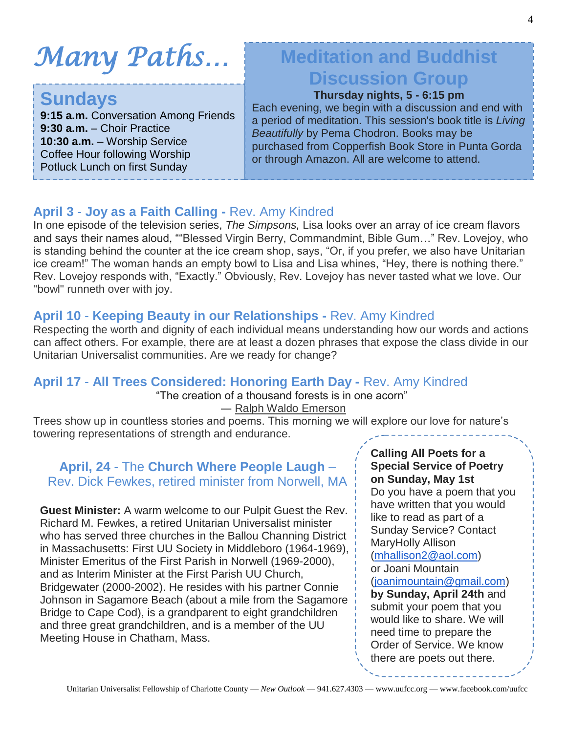# Many Paths…

## Sundays

**9:15 a.m.** Conversation Among Friends
**9:30 a.m.** – Choir Practice
**10:30 a.m.** – Worship Service
Coffee Hour following Worship
Potluck Lunch on first Sunday

## Meditation and Buddhist Discussion Group

**Thursday nights, 5 - 6:15 pm**

Each evening, we begin with a discussion and end with a period of meditation. This session's book title is *Living Beautifully* by Pema Chodron. Books may be purchased from Copperfish Book Store in Punta Gorda or through Amazon. All are welcome to attend.

### April 3 - Joy as a Faith Calling - Rev. Amy Kindred

In one episode of the television series, *The Simpsons,* Lisa looks over an array of ice cream flavors and says their names aloud, ""Blessed Virgin Berry, Commandmint, Bible Gum…" Rev. Lovejoy, who is standing behind the counter at the ice cream shop, says, "Or, if you prefer, we also have Unitarian ice cream!" The woman hands an empty bowl to Lisa and Lisa whines, "Hey, there is nothing there." Rev. Lovejoy responds with, "Exactly." Obviously, Rev. Lovejoy has never tasted what we love. Our "bowl" runneth over with joy.

### April 10 - Keeping Beauty in our Relationships - Rev. Amy Kindred

Respecting the worth and dignity of each individual means understanding how our words and actions can affect others. For example, there are at least a dozen phrases that expose the class divide in our Unitarian Universalist communities. Are we ready for change?

### April 17 - All Trees Considered: Honoring Earth Day - Rev. Amy Kindred

"The creation of a thousand forests is in one acorn"
— Ralph Waldo Emerson

Trees show up in countless stories and poems. This morning we will explore our love for nature's towering representations of strength and endurance.

### April, 24 - The Church Where People Laugh – Rev. Dick Fewkes, retired minister from Norwell, MA

**Guest Minister:** A warm welcome to our Pulpit Guest the Rev. Richard M. Fewkes, a retired Unitarian Universalist minister who has served three churches in the Ballou Channing District in Massachusetts: First UU Society in Middleboro (1964-1969), Minister Emeritus of the First Parish in Norwell (1969-2000), and as Interim Minister at the First Parish UU Church, Bridgewater (2000-2002). He resides with his partner Connie Johnson in Sagamore Beach (about a mile from the Sagamore Bridge to Cape Cod), is a grandparent to eight grandchildren and three great grandchildren, and is a member of the UU Meeting House in Chatham, Mass.

**Calling All Poets for a Special Service of Poetry on Sunday, May 1st**

Do you have a poem that you have written that you would like to read as part of a Sunday Service? Contact MaryHolly Allison (mhallison2@aol.com) or Joani Mountain (joanimountain@gmail.com) **by Sunday, April 24th** and submit your poem that you would like to share. We will need time to prepare the Order of Service. We know there are poets out there.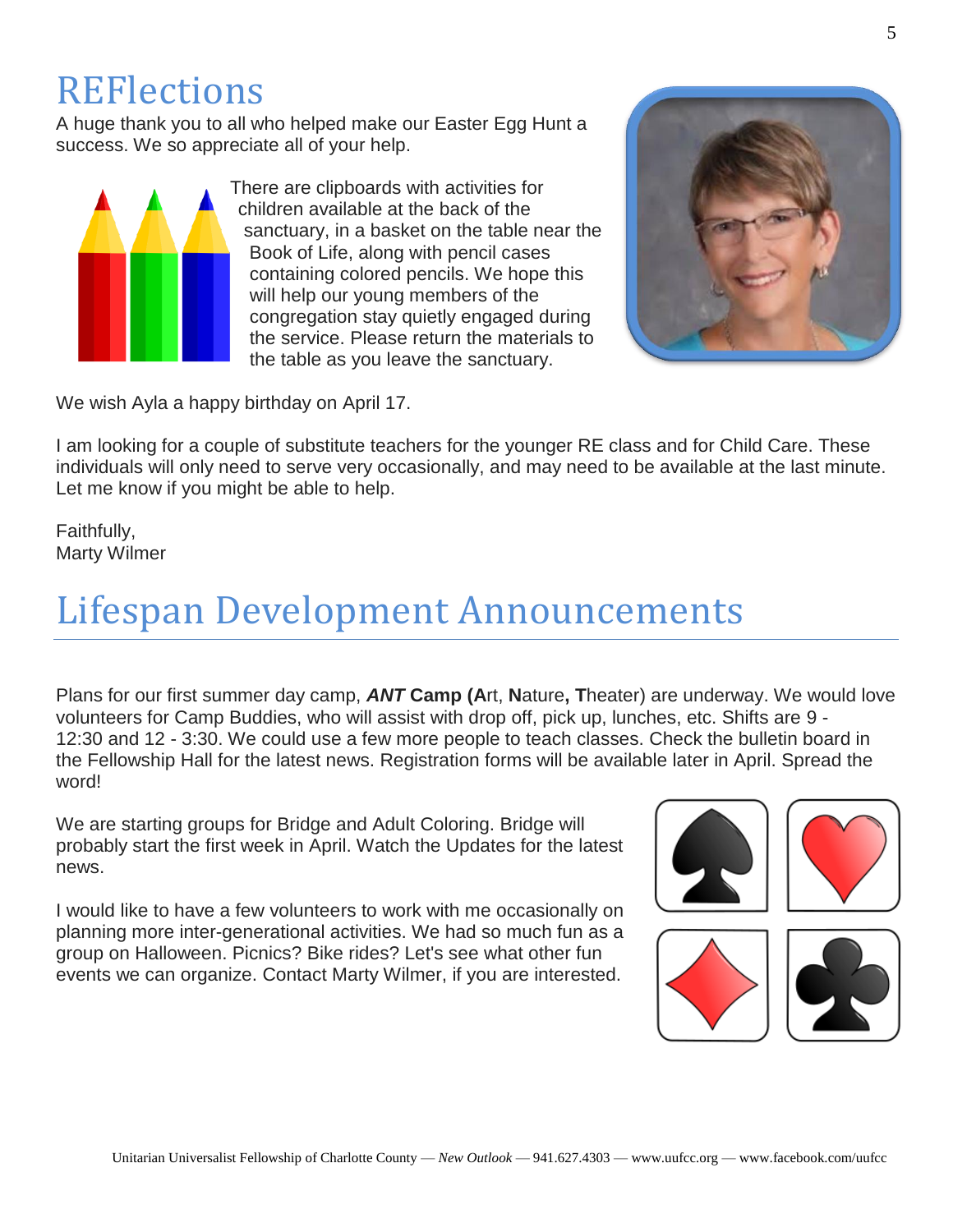# REFlections

A huge thank you to all who helped make our Easter Egg Hunt a success. We so appreciate all of your help.

There are clipboards with activities for children available at the back of the sanctuary, in a basket on the table near the Book of Life, along with pencil cases containing colored pencils. We hope this will help our young members of the congregation stay quietly engaged during the service. Please return the materials to the table as you leave the sanctuary.

We wish Ayla a happy birthday on April 17.

I am looking for a couple of substitute teachers for the younger RE class and for Child Care. These individuals will only need to serve very occasionally, and may need to be available at the last minute. Let me know if you might be able to help.

Faithfully,
Marty Wilmer

# Lifespan Development Announcements

Plans for our first summer day camp, ***ANT*** **Camp (A**rt, **N**ature**, T**heater) are underway. We would love volunteers for Camp Buddies, who will assist with drop off, pick up, lunches, etc. Shifts are 9 - 12:30 and 12 - 3:30. We could use a few more people to teach classes. Check the bulletin board in the Fellowship Hall for the latest news. Registration forms will be available later in April. Spread the word!

We are starting groups for Bridge and Adult Coloring. Bridge will probably start the first week in April. Watch the Updates for the latest news.

I would like to have a few volunteers to work with me occasionally on planning more inter-generational activities. We had so much fun as a group on Halloween. Picnics? Bike rides? Let's see what other fun events we can organize. Contact Marty Wilmer, if you are interested.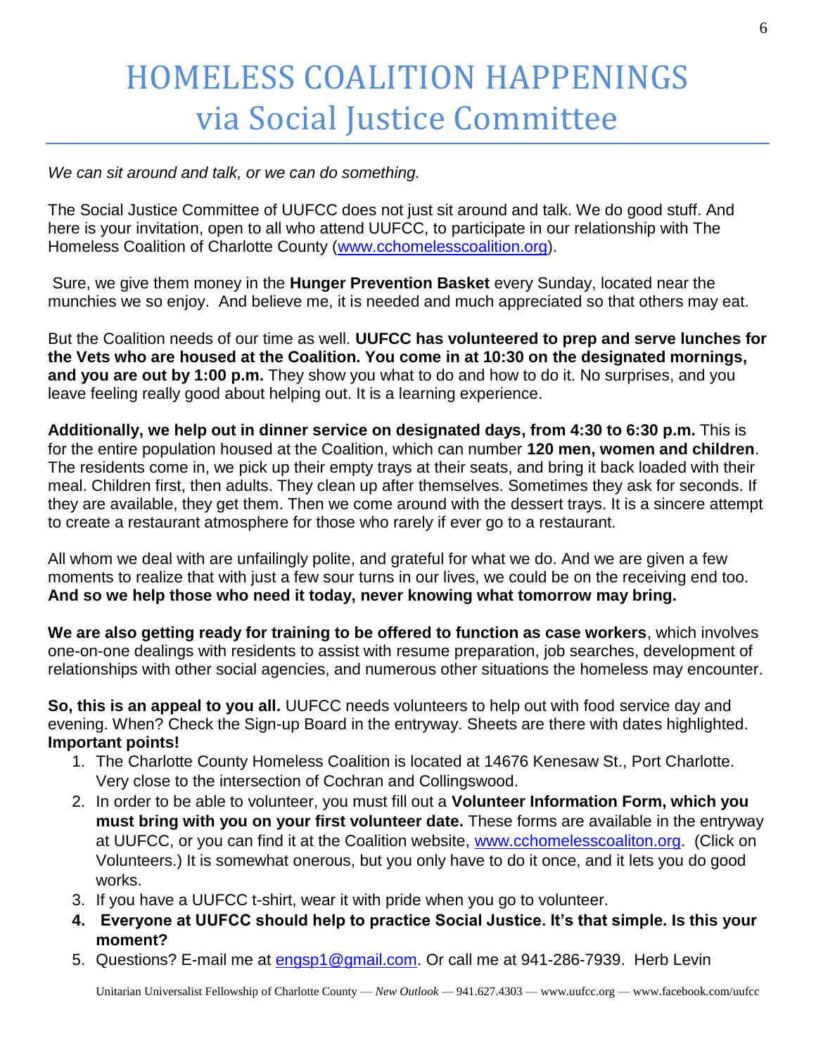# HOMELESS COALITION HAPPENINGS via Social Justice Committee

*We can sit around and talk, or we can do something.*

The Social Justice Committee of UUFCC does not just sit around and talk. We do good stuff. And here is your invitation, open to all who attend UUFCC, to participate in our relationship with The Homeless Coalition of Charlotte County (www.cchomelesscoalition.org).

Sure, we give them money in the **Hunger Prevention Basket** every Sunday, located near the munchies we so enjoy. And believe me, it is needed and much appreciated so that others may eat.

But the Coalition needs of our time as well. **UUFCC has volunteered to prep and serve lunches for the Vets who are housed at the Coalition. You come in at 10:30 on the designated mornings, and you are out by 1:00 p.m.** They show you what to do and how to do it. No surprises, and you leave feeling really good about helping out. It is a learning experience.

**Additionally, we help out in dinner service on designated days, from 4:30 to 6:30 p.m.** This is for the entire population housed at the Coalition, which can number **120 men, women and children**. The residents come in, we pick up their empty trays at their seats, and bring it back loaded with their meal. Children first, then adults. They clean up after themselves. Sometimes they ask for seconds. If they are available, they get them. Then we come around with the dessert trays. It is a sincere attempt to create a restaurant atmosphere for those who rarely if ever go to a restaurant.

All whom we deal with are unfailingly polite, and grateful for what we do. And we are given a few moments to realize that with just a few sour turns in our lives, we could be on the receiving end too. **And so we help those who need it today, never knowing what tomorrow may bring.**

**We are also getting ready for training to be offered to function as case workers**, which involves one-on-one dealings with residents to assist with resume preparation, job searches, development of relationships with other social agencies, and numerous other situations the homeless may encounter.

**So, this is an appeal to you all.** UUFCC needs volunteers to help out with food service day and evening. When? Check the Sign-up Board in the entryway. Sheets are there with dates highlighted.
**Important points!**

1. The Charlotte County Homeless Coalition is located at 14676 Kenesaw St., Port Charlotte. Very close to the intersection of Cochran and Collingswood.
2. In order to be able to volunteer, you must fill out a **Volunteer Information Form, which you must bring with you on your first volunteer date.** These forms are available in the entryway at UUFCC, or you can find it at the Coalition website, www.cchomelesscoaliton.org. (Click on Volunteers.) It is somewhat onerous, but you only have to do it once, and it lets you do good works.
3. If you have a UUFCC t-shirt, wear it with pride when you go to volunteer.
4. **Everyone at UUFCC should help to practice Social Justice. It's that simple. Is this your moment?**
5. Questions? E-mail me at engsp1@gmail.com. Or call me at 941-286-7939. Herb Levin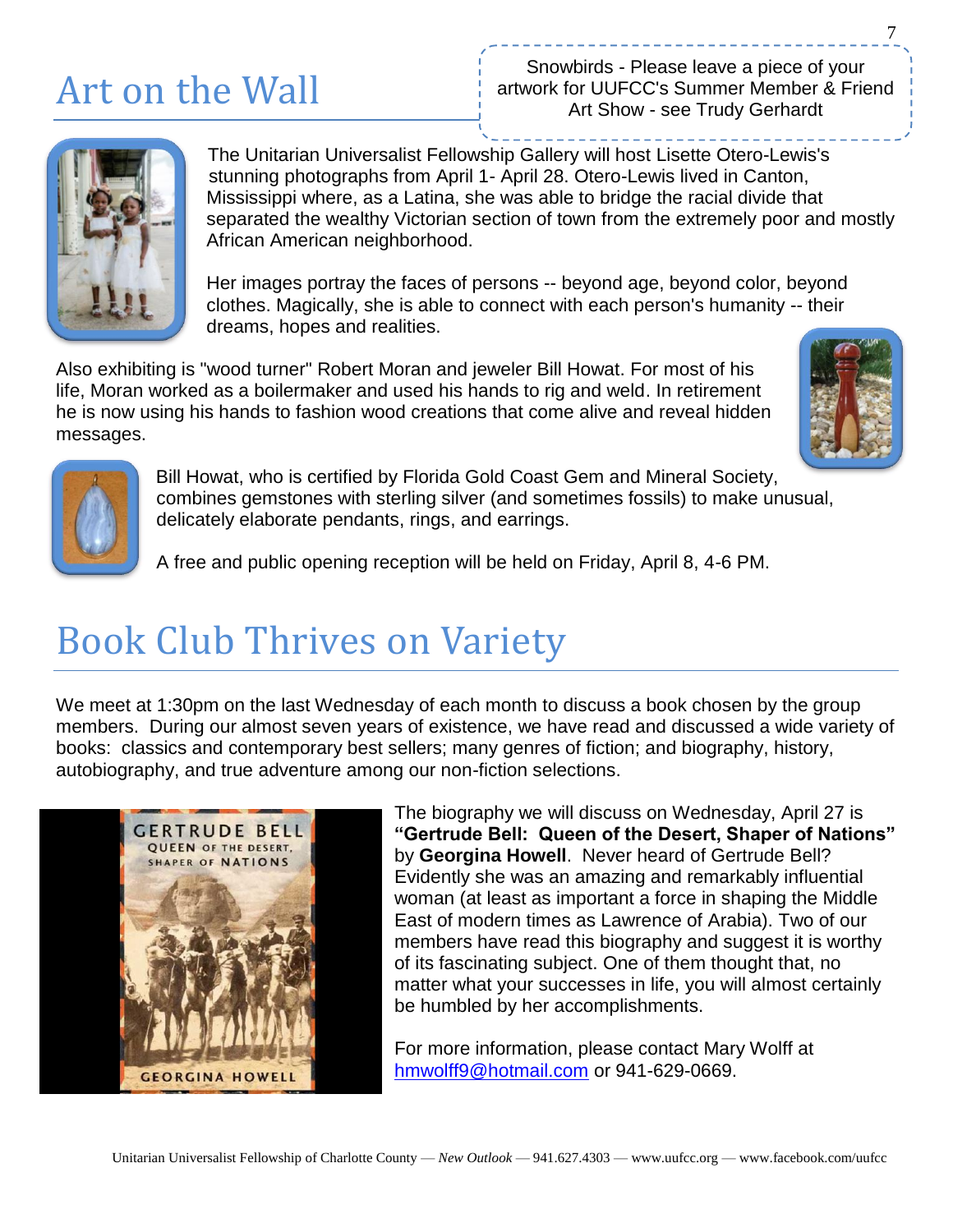# Art on the Wall

Snowbirds - Please leave a piece of your artwork for UUFCC's Summer Member & Friend Art Show - see Trudy Gerhardt

The Unitarian Universalist Fellowship Gallery will host Lisette Otero-Lewis's stunning photographs from April 1- April 28. Otero-Lewis lived in Canton, Mississippi where, as a Latina, she was able to bridge the racial divide that separated the wealthy Victorian section of town from the extremely poor and mostly African American neighborhood.

Her images portray the faces of persons -- beyond age, beyond color, beyond clothes. Magically, she is able to connect with each person's humanity -- their dreams, hopes and realities.

Also exhibiting is "wood turner" Robert Moran and jeweler Bill Howat. For most of his life, Moran worked as a boilermaker and used his hands to rig and weld. In retirement he is now using his hands to fashion wood creations that come alive and reveal hidden messages.

Bill Howat, who is certified by Florida Gold Coast Gem and Mineral Society, combines gemstones with sterling silver (and sometimes fossils) to make unusual, delicately elaborate pendants, rings, and earrings.

A free and public opening reception will be held on Friday, April 8, 4-6 PM.

# Book Club Thrives on Variety

We meet at 1:30pm on the last Wednesday of each month to discuss a book chosen by the group members. During our almost seven years of existence, we have read and discussed a wide variety of books: classics and contemporary best sellers; many genres of fiction; and biography, history, autobiography, and true adventure among our non-fiction selections.

The biography we will discuss on Wednesday, April 27 is **"Gertrude Bell: Queen of the Desert, Shaper of Nations"** by **Georgina Howell**. Never heard of Gertrude Bell? Evidently she was an amazing and remarkably influential woman (at least as important a force in shaping the Middle East of modern times as Lawrence of Arabia). Two of our members have read this biography and suggest it is worthy of its fascinating subject. One of them thought that, no matter what your successes in life, you will almost certainly be humbled by her accomplishments.

For more information, please contact Mary Wolff at hmwolff9@hotmail.com or 941-629-0669.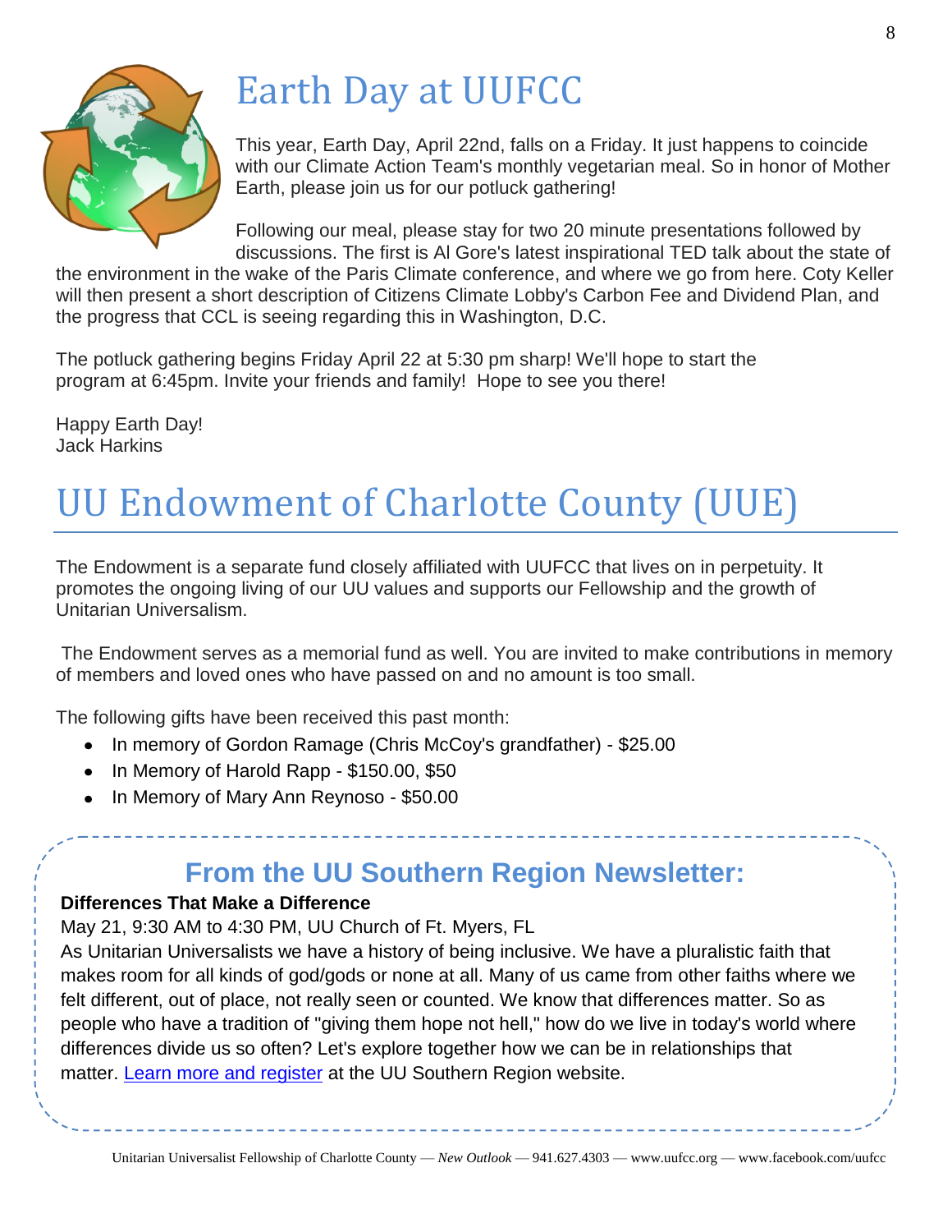# Earth Day at UUFCC

This year, Earth Day, April 22nd, falls on a Friday. It just happens to coincide with our Climate Action Team's monthly vegetarian meal. So in honor of Mother Earth, please join us for our potluck gathering!

Following our meal, please stay for two 20 minute presentations followed by discussions. The first is Al Gore's latest inspirational TED talk about the state of the environment in the wake of the Paris Climate conference, and where we go from here. Coty Keller will then present a short description of Citizens Climate Lobby's Carbon Fee and Dividend Plan, and the progress that CCL is seeing regarding this in Washington, D.C.

The potluck gathering begins Friday April 22 at 5:30 pm sharp! We'll hope to start the program at 6:45pm. Invite your friends and family! Hope to see you there!

Happy Earth Day!
Jack Harkins

# UU Endowment of Charlotte County (UUE)

The Endowment is a separate fund closely affiliated with UUFCC that lives on in perpetuity. It promotes the ongoing living of our UU values and supports our Fellowship and the growth of Unitarian Universalism.

The Endowment serves as a memorial fund as well. You are invited to make contributions in memory of members and loved ones who have passed on and no amount is too small.

The following gifts have been received this past month:

- In memory of Gordon Ramage (Chris McCoy's grandfather) - $25.00
- In Memory of Harold Rapp - $150.00, $50
- In Memory of Mary Ann Reynoso - $50.00

## From the UU Southern Region Newsletter:

**Differences That Make a Difference**

May 21, 9:30 AM to 4:30 PM, UU Church of Ft. Myers, FL

As Unitarian Universalists we have a history of being inclusive. We have a pluralistic faith that makes room for all kinds of god/gods or none at all. Many of us came from other faiths where we felt different, out of place, not really seen or counted. We know that differences matter. So as people who have a tradition of "giving them hope not hell," how do we live in today's world where differences divide us so often? Let's explore together how we can be in relationships that matter. Learn more and register at the UU Southern Region website.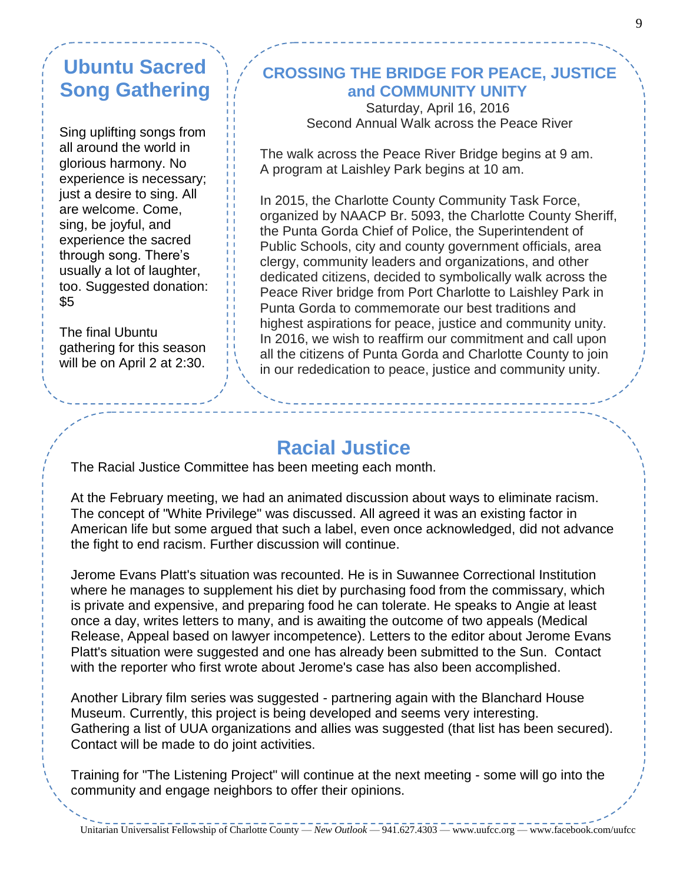## Ubuntu Sacred Song Gathering

Sing uplifting songs from all around the world in glorious harmony. No experience is necessary; just a desire to sing. All are welcome. Come, sing, be joyful, and experience the sacred through song. There's usually a lot of laughter, too. Suggested donation: $5

The final Ubuntu gathering for this season will be on April 2 at 2:30.

## CROSSING THE BRIDGE FOR PEACE, JUSTICE and COMMUNITY UNITY

Saturday, April 16, 2016
Second Annual Walk across the Peace River

The walk across the Peace River Bridge begins at 9 am.
A program at Laishley Park begins at 10 am.

In 2015, the Charlotte County Community Task Force, organized by NAACP Br. 5093, the Charlotte County Sheriff, the Punta Gorda Chief of Police, the Superintendent of Public Schools, city and county government officials, area clergy, community leaders and organizations, and other dedicated citizens, decided to symbolically walk across the Peace River bridge from Port Charlotte to Laishley Park in Punta Gorda to commemorate our best traditions and highest aspirations for peace, justice and community unity. In 2016, we wish to reaffirm our commitment and call upon all the citizens of Punta Gorda and Charlotte County to join in our rededication to peace, justice and community unity.

## Racial Justice

The Racial Justice Committee has been meeting each month.

At the February meeting, we had an animated discussion about ways to eliminate racism. The concept of "White Privilege" was discussed. All agreed it was an existing factor in American life but some argued that such a label, even once acknowledged, did not advance the fight to end racism. Further discussion will continue.

Jerome Evans Platt's situation was recounted. He is in Suwannee Correctional Institution where he manages to supplement his diet by purchasing food from the commissary, which is private and expensive, and preparing food he can tolerate. He speaks to Angie at least once a day, writes letters to many, and is awaiting the outcome of two appeals (Medical Release, Appeal based on lawyer incompetence). Letters to the editor about Jerome Evans Platt's situation were suggested and one has already been submitted to the Sun. Contact with the reporter who first wrote about Jerome's case has also been accomplished.

Another Library film series was suggested - partnering again with the Blanchard House Museum. Currently, this project is being developed and seems very interesting. Gathering a list of UUA organizations and allies was suggested (that list has been secured). Contact will be made to do joint activities.

Training for "The Listening Project" will continue at the next meeting - some will go into the community and engage neighbors to offer their opinions.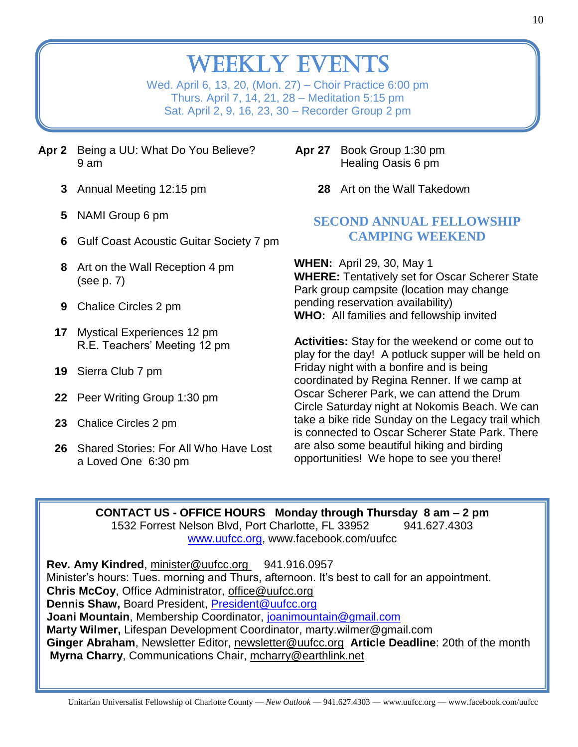# WEEKLY EVENTS

Wed. April 6, 13, 20, (Mon. 27) – Choir Practice 6:00 pm
Thurs. April 7, 14, 21, 28 – Meditation 5:15 pm
Sat. April 2, 9, 16, 23, 30 – Recorder Group 2 pm

**Apr 2** Being a UU: What Do You Believe? 9 am

**3** Annual Meeting 12:15 pm

**5** NAMI Group 6 pm

**6** Gulf Coast Acoustic Guitar Society 7 pm

**8** Art on the Wall Reception 4 pm (see p. 7)

**9** Chalice Circles 2 pm

**17** Mystical Experiences 12 pm
R.E. Teachers' Meeting 12 pm

**19** Sierra Club 7 pm

**22** Peer Writing Group 1:30 pm

**23** Chalice Circles 2 pm

**26** Shared Stories: For All Who Have Lost a Loved One 6:30 pm

**Apr 27** Book Group 1:30 pm
Healing Oasis 6 pm

**28** Art on the Wall Takedown

## SECOND ANNUAL FELLOWSHIP CAMPING WEEKEND

**WHEN:** April 29, 30, May 1
**WHERE:** Tentatively set for Oscar Scherer State Park group campsite (location may change pending reservation availability)
**WHO:** All families and fellowship invited

**Activities:** Stay for the weekend or come out to play for the day! A potluck supper will be held on Friday night with a bonfire and is being coordinated by Regina Renner. If we camp at Oscar Scherer Park, we can attend the Drum Circle Saturday night at Nokomis Beach. We can take a bike ride Sunday on the Legacy trail which is connected to Oscar Scherer State Park. There are also some beautiful hiking and birding opportunities! We hope to see you there!

**CONTACT US - OFFICE HOURS Monday through Thursday 8 am – 2 pm**
1532 Forrest Nelson Blvd, Port Charlotte, FL 33952 941.627.4303
www.uufcc.org, www.facebook.com/uufcc

**Rev. Amy Kindred**, minister@uufcc.org 941.916.0957
Minister's hours: Tues. morning and Thurs, afternoon. It's best to call for an appointment.
**Chris McCoy**, Office Administrator, office@uufcc.org
**Dennis Shaw,** Board President, President@uufcc.org
**Joani Mountain**, Membership Coordinator, joanimountain@gmail.com
**Marty Wilmer,** Lifespan Development Coordinator, marty.wilmer@gmail.com
**Ginger Abraham**, Newsletter Editor, newsletter@uufcc.org **Article Deadline**: 20th of the month
**Myrna Charry**, Communications Chair, mcharry@earthlink.net